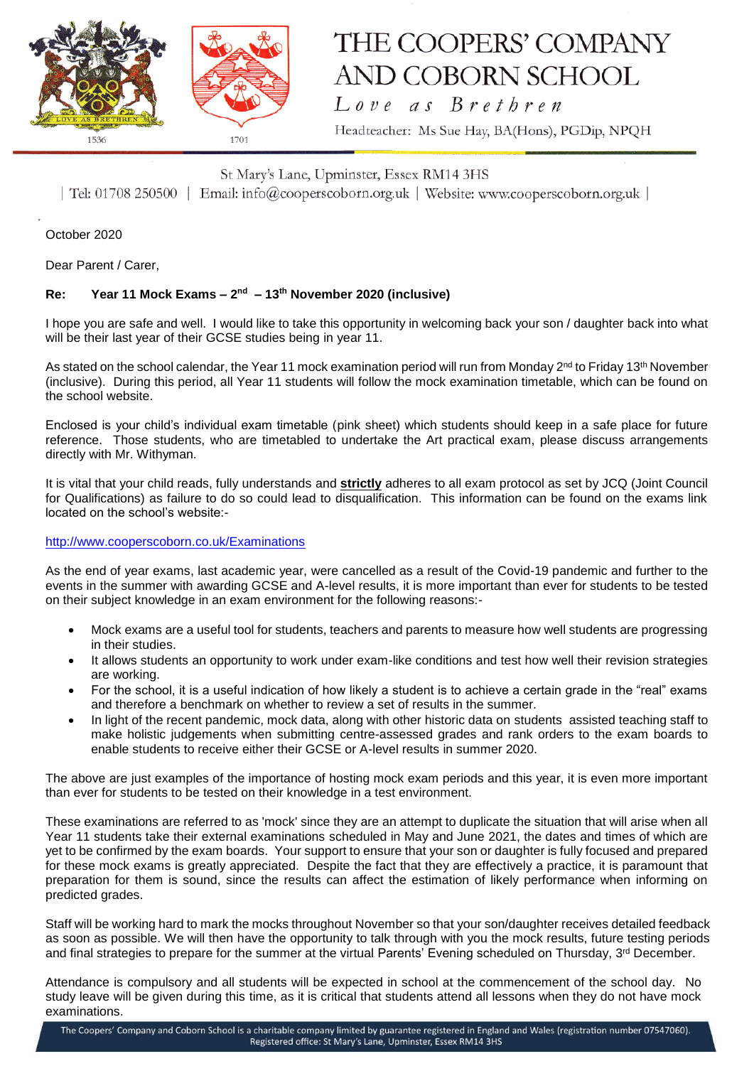# THE COOPERS' COMPANY AND COBORN SCHOOL

*Love as Brethren*

Headteacher: Ms Sue Hay, BA(Hons), PGDip, NPQH

1536 | 1701

St Mary's Lane, Upminster, Essex RM14 3HS

| Tel: 01708 250500 | Email: info@cooperscoborn.org.uk | Website: www.cooperscoborn.org.uk |

October 2020

Dear Parent / Carer,

**Re: Year 11 Mock Exams – 2nd – 13th November 2020 (inclusive)**

I hope you are safe and well. I would like to take this opportunity in welcoming back your son / daughter back into what will be their last year of their GCSE studies being in year 11.

As stated on the school calendar, the Year 11 mock examination period will run from Monday 2nd to Friday 13th November (inclusive). During this period, all Year 11 students will follow the mock examination timetable, which can be found on the school website.

Enclosed is your child's individual exam timetable (pink sheet) which students should keep in a safe place for future reference. Those students, who are timetabled to undertake the Art practical exam, please discuss arrangements directly with Mr. Withyman.

It is vital that your child reads, fully understands and **strictly** adheres to all exam protocol as set by JCQ (Joint Council for Qualifications) as failure to do so could lead to disqualification. This information can be found on the exams link located on the school's website:-

http://www.cooperscoborn.co.uk/Examinations

As the end of year exams, last academic year, were cancelled as a result of the Covid-19 pandemic and further to the events in the summer with awarding GCSE and A-level results, it is more important than ever for students to be tested on their subject knowledge in an exam environment for the following reasons:-

- Mock exams are a useful tool for students, teachers and parents to measure how well students are progressing in their studies.
- It allows students an opportunity to work under exam-like conditions and test how well their revision strategies are working.
- For the school, it is a useful indication of how likely a student is to achieve a certain grade in the "real" exams and therefore a benchmark on whether to review a set of results in the summer.
- In light of the recent pandemic, mock data, along with other historic data on students assisted teaching staff to make holistic judgements when submitting centre-assessed grades and rank orders to the exam boards to enable students to receive either their GCSE or A-level results in summer 2020.

The above are just examples of the importance of hosting mock exam periods and this year, it is even more important than ever for students to be tested on their knowledge in a test environment.

These examinations are referred to as 'mock' since they are an attempt to duplicate the situation that will arise when all Year 11 students take their external examinations scheduled in May and June 2021, the dates and times of which are yet to be confirmed by the exam boards. Your support to ensure that your son or daughter is fully focused and prepared for these mock exams is greatly appreciated. Despite the fact that they are effectively a practice, it is paramount that preparation for them is sound, since the results can affect the estimation of likely performance when informing on predicted grades.

Staff will be working hard to mark the mocks throughout November so that your son/daughter receives detailed feedback as soon as possible. We will then have the opportunity to talk through with you the mock results, future testing periods and final strategies to prepare for the summer at the virtual Parents' Evening scheduled on Thursday, 3rd December.

Attendance is compulsory and all students will be expected in school at the commencement of the school day. No study leave will be given during this time, as it is critical that students attend all lessons when they do not have mock examinations.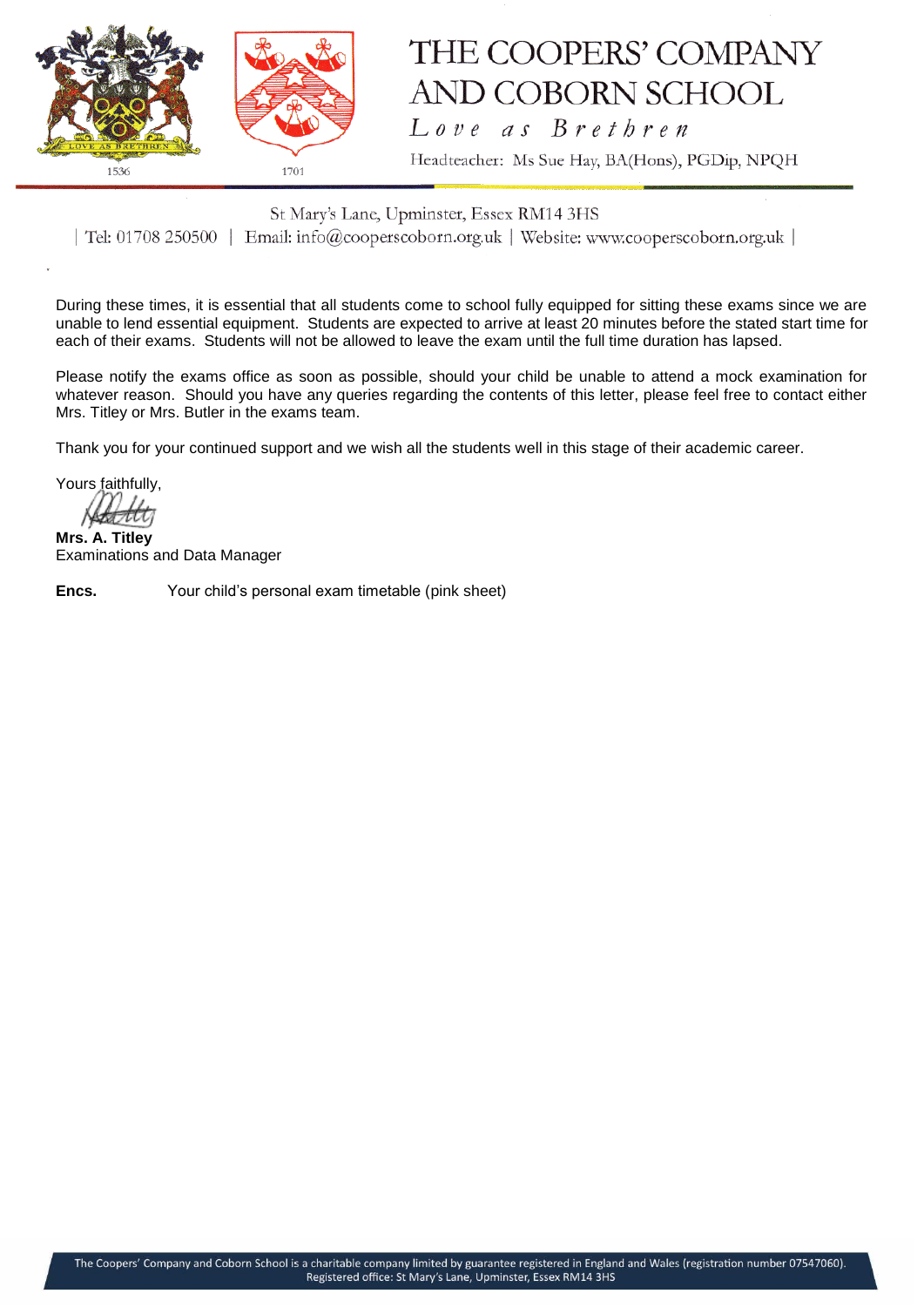# THE COOPERS' COMPANY AND COBORN SCHOOL

*Love as Brethren*

Headteacher: Ms Sue Hay, BA(Hons), PGDip, NPQH

St Mary's Lane, Upminster, Essex RM14 3HS

| Tel: 01708 250500 | Email: info@cooperscoborn.org.uk | Website: www.cooperscoborn.org.uk |

During these times, it is essential that all students come to school fully equipped for sitting these exams since we are unable to lend essential equipment. Students are expected to arrive at least 20 minutes before the stated start time for each of their exams. Students will not be allowed to leave the exam until the full time duration has lapsed.

Please notify the exams office as soon as possible, should your child be unable to attend a mock examination for whatever reason. Should you have any queries regarding the contents of this letter, please feel free to contact either Mrs. Titley or Mrs. Butler in the exams team.

Thank you for your continued support and we wish all the students well in this stage of their academic career.

Yours faithfully,

**Mrs. A. Titley**
Examinations and Data Manager

**Encs.** Your child's personal exam timetable (pink sheet)

The Coopers' Company and Coborn School is a charitable company limited by guarantee registered in England and Wales (registration number 07547060).
Registered office: St Mary's Lane, Upminster, Essex RM14 3HS